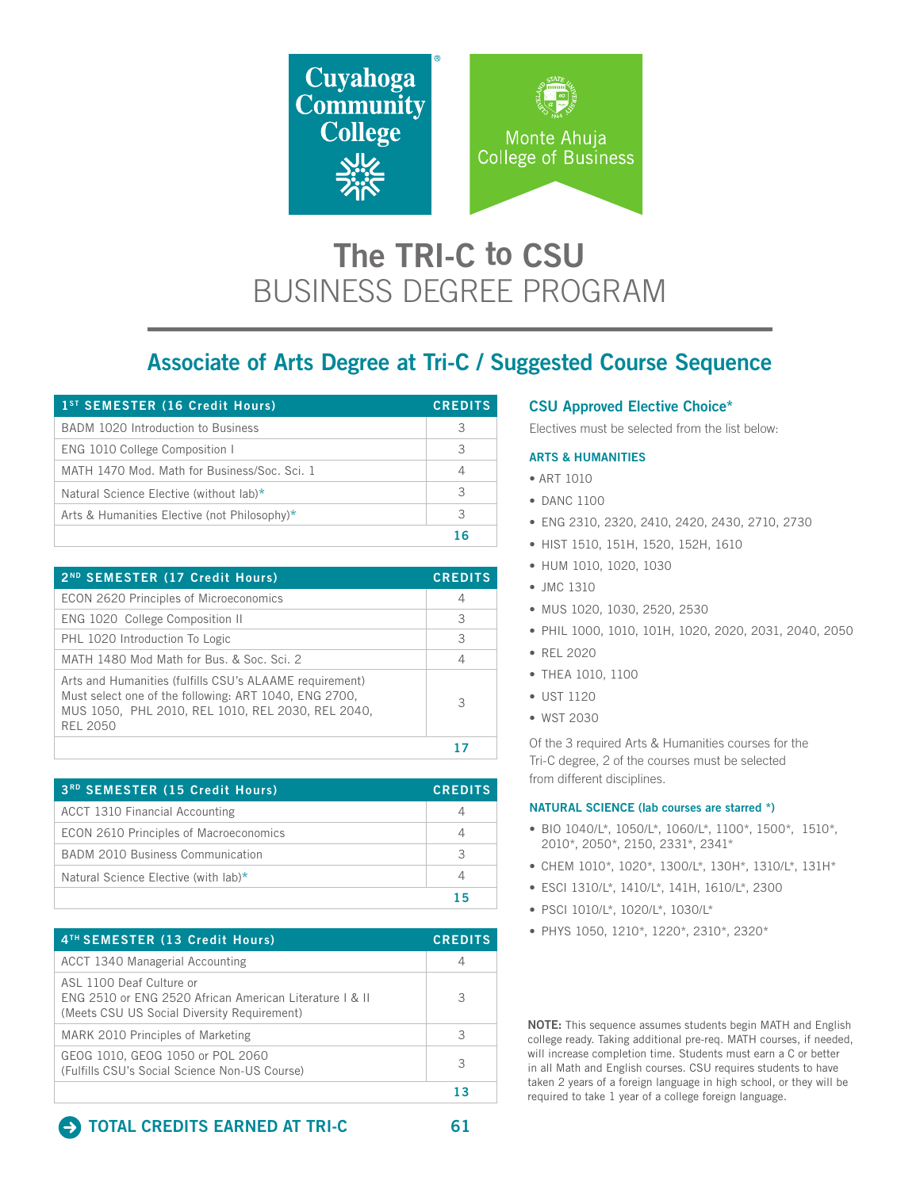Cuyahoga Community College

Monte Ahuja College of Business

# The TRI-C to CSU BUSINESS DEGREE PROGRAM

## Associate of Arts Degree at Tri-C / Suggested Course Sequence

| 1ST SEMESTER (16 Credit Hours) | CREDITS |
|---|---|
| BADM 1020 Introduction to Business | 3 |
| ENG 1010 College Composition I | 3 |
| MATH 1470 Mod. Math for Business/Soc. Sci. 1 | 4 |
| Natural Science Elective (without lab)* | 3 |
| Arts & Humanities Elective (not Philosophy)* | 3 |
| | **16** |

| 2ND SEMESTER (17 Credit Hours) | CREDITS |
|---|---|
| ECON 2620 Principles of Microeconomics | 4 |
| ENG 1020 College Composition II | 3 |
| PHL 1020 Introduction To Logic | 3 |
| MATH 1480 Mod Math for Bus. & Soc. Sci. 2 | 4 |
| Arts and Humanities (fulfills CSU's ALAAME requirement) Must select one of the following: ART 1040, ENG 2700, MUS 1050, PHL 2010, REL 1010, REL 2030, REL 2040, REL 2050 | 3 |
| | **17** |

| 3RD SEMESTER (15 Credit Hours) | CREDITS |
|---|---|
| ACCT 1310 Financial Accounting | 4 |
| ECON 2610 Principles of Macroeconomics | 4 |
| BADM 2010 Business Communication | 3 |
| Natural Science Elective (with lab)* | 4 |
| | **15** |

| 4TH SEMESTER (13 Credit Hours) | CREDITS |
|---|---|
| ACCT 1340 Managerial Accounting | 4 |
| ASL 1100 Deaf Culture or ENG 2510 or ENG 2520 African American Literature I & II (Meets CSU US Social Diversity Requirement) | 3 |
| MARK 2010 Principles of Marketing | 3 |
| GEOG 1010, GEOG 1050 or POL 2060 (Fulfills CSU's Social Science Non-US Course) | 3 |
| | **13** |

**TOTAL CREDITS EARNED AT TRI-C — 61**

### CSU Approved Elective Choice*

Electives must be selected from the list below:

#### ARTS & HUMANITIES

- ART 1010
- DANC 1100
- ENG 2310, 2320, 2410, 2420, 2430, 2710, 2730
- HIST 1510, 151H, 1520, 152H, 1610
- HUM 1010, 1020, 1030
- JMC 1310
- MUS 1020, 1030, 2520, 2530
- PHIL 1000, 1010, 101H, 1020, 2020, 2031, 2040, 2050
- REL 2020
- THEA 1010, 1100
- UST 1120
- WST 2030

Of the 3 required Arts & Humanities courses for the Tri-C degree, 2 of the courses must be selected from different disciplines.

#### NATURAL SCIENCE (lab courses are starred *)

- BIO 1040/L*, 1050/L*, 1060/L*, 1100*, 1500*, 1510*, 2010*, 2050*, 2150, 2331*, 2341*
- CHEM 1010*, 1020*, 1300/L*, 130H*, 1310/L*, 131H*
- ESCI 1310/L*, 1410/L*, 141H, 1610/L*, 2300
- PSCI 1010/L*, 1020/L*, 1030/L*
- PHYS 1050, 1210*, 1220*, 2310*, 2320*

**NOTE:** This sequence assumes students begin MATH and English college ready. Taking additional pre-req. MATH courses, if needed, will increase completion time. Students must earn a C or better in all Math and English courses. CSU requires students to have taken 2 years of a foreign language in high school, or they will be required to take 1 year of a college foreign language.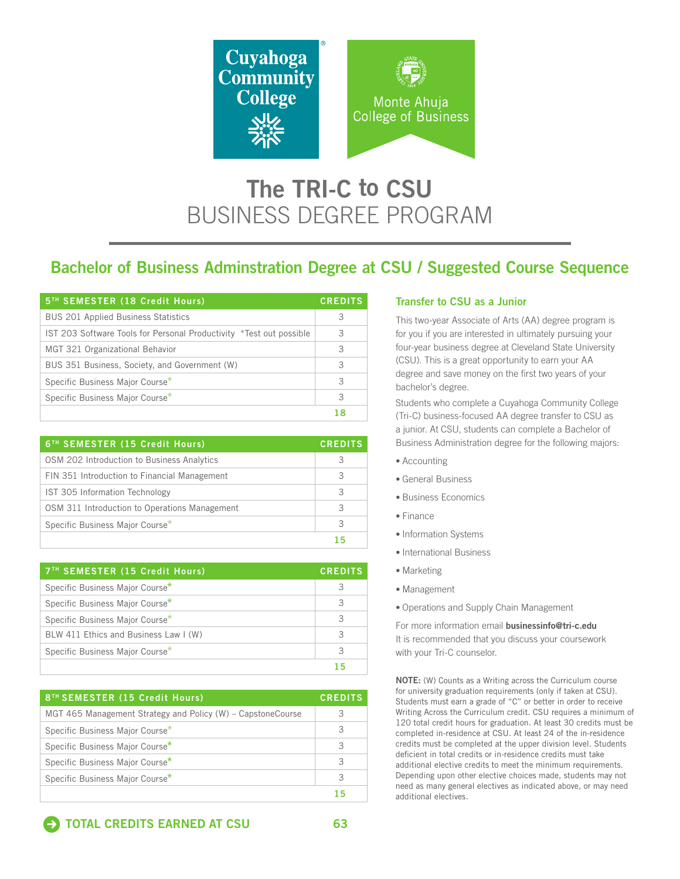# The TRI-C to CSU BUSINESS DEGREE PROGRAM

## Bachelor of Business Adminstration Degree at CSU / Suggested Course Sequence

| 5TH SEMESTER (18 Credit Hours) | CREDITS |
|---|---|
| BUS 201 Applied Business Statistics | 3 |
| IST 203 Software Tools for Personal Productivity *Test out possible | 3 |
| MGT 321 Organizational Behavior | 3 |
| BUS 351 Business, Society, and Government (W) | 3 |
| Specific Business Major Course* | 3 |
| Specific Business Major Course* | 3 |
| | 18 |

| 6TH SEMESTER (15 Credit Hours) | CREDITS |
|---|---|
| OSM 202 Introduction to Business Analytics | 3 |
| FIN 351 Introduction to Financial Management | 3 |
| IST 305 Information Technology | 3 |
| OSM 311 Introduction to Operations Management | 3 |
| Specific Business Major Course* | 3 |
| | 15 |

| 7TH SEMESTER (15 Credit Hours) | CREDITS |
|---|---|
| Specific Business Major Course* | 3 |
| Specific Business Major Course* | 3 |
| Specific Business Major Course* | 3 |
| BLW 411 Ethics and Business Law I (W) | 3 |
| Specific Business Major Course* | 3 |
| | 15 |

| 8TH SEMESTER (15 Credit Hours) | CREDITS |
|---|---|
| MGT 465 Management Strategy and Policy (W) – CapstoneCourse | 3 |
| Specific Business Major Course* | 3 |
| Specific Business Major Course* | 3 |
| Specific Business Major Course* | 3 |
| Specific Business Major Course* | 3 |
| | 15 |

**TOTAL CREDITS EARNED AT CSU** 63

### Transfer to CSU as a Junior

This two-year Associate of Arts (AA) degree program is for you if you are interested in ultimately pursuing your four-year business degree at Cleveland State University (CSU). This is a great opportunity to earn your AA degree and save money on the first two years of your bachelor's degree.

Students who complete a Cuyahoga Community College (Tri-C) business-focused AA degree transfer to CSU as a junior. At CSU, students can complete a Bachelor of Business Administration degree for the following majors:

- Accounting
- General Business
- Business Economics
- Finance
- Information Systems
- International Business
- Marketing
- Management
- Operations and Supply Chain Management

For more information email **businessinfo@tri-c.edu**
It is recommended that you discuss your coursework with your Tri-C counselor.

**NOTE:** (W) Counts as a Writing across the Curriculum course for university graduation requirements (only if taken at CSU). Students must earn a grade of "C" or better in order to receive Writing Across the Curriculum credit. CSU requires a minimum of 120 total credit hours for graduation. At least 30 credits must be completed in-residence at CSU. At least 24 of the in-residence credits must be completed at the upper division level. Students deficient in total credits or in-residence credits must take additional elective credits to meet the minimum requirements. Depending upon other elective choices made, students may not need as many general electives as indicated above, or may need additional electives.